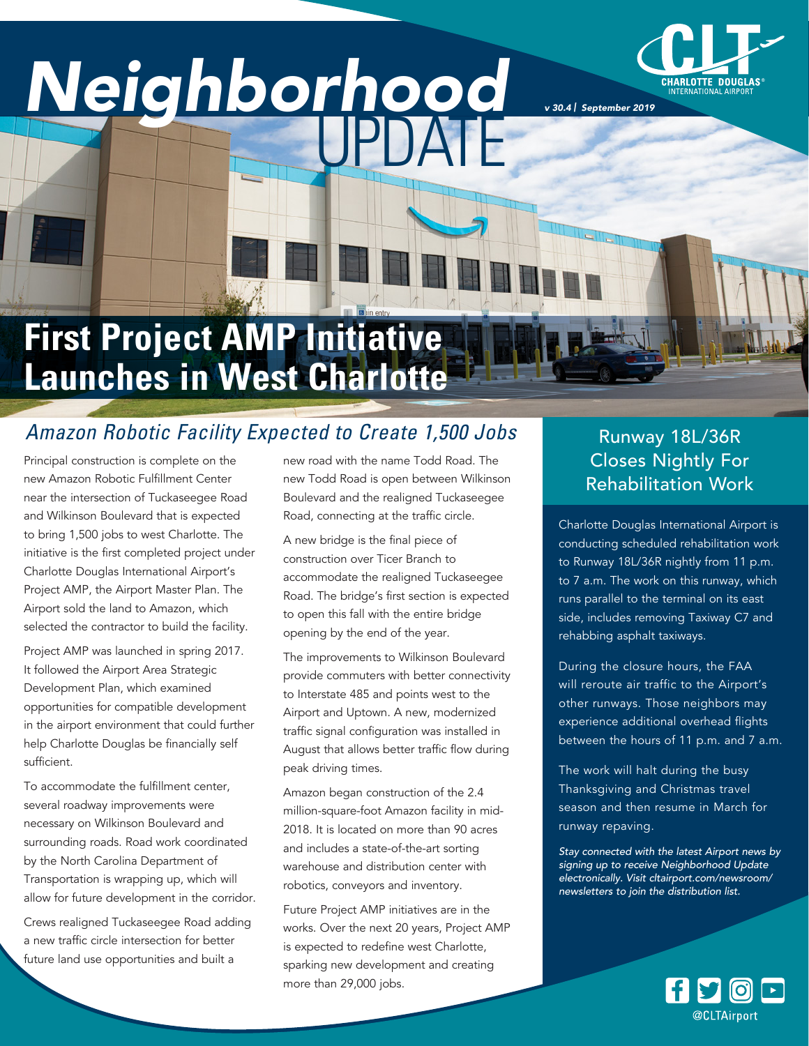# Neighborhood UPDATE

v 30.4 | September 2019

## First Project AMP Initiative Launches in West Charlotte

### *Amazon Robotic Facility Expected to Create 1,500 Jobs*

Principal construction is complete on the new Amazon Robotic Fulfillment Center near the intersection of Tuckaseegee Road and Wilkinson Boulevard that is expected to bring 1,500 jobs to west Charlotte. The initiative is the first completed project under Charlotte Douglas International Airport's Project AMP, the Airport Master Plan. The Airport sold the land to Amazon, which selected the contractor to build the facility.

Project AMP was launched in spring 2017. It followed the Airport Area Strategic Development Plan, which examined opportunities for compatible development in the airport environment that could further help Charlotte Douglas be financially self sufficient.

To accommodate the fulfillment center, several roadway improvements were necessary on Wilkinson Boulevard and surrounding roads. Road work coordinated by the North Carolina Department of Transportation is wrapping up, which will allow for future development in the corridor.

Crews realigned Tuckaseegee Road adding a new traffic circle intersection for better future land use opportunities and built a new road with the name Todd Road. The new Todd Road is open between Wilkinson Boulevard and the realigned Tuckaseegee Road, connecting at the traffic circle.

A new bridge is the final piece of construction over Ticer Branch to accommodate the realigned Tuckaseegee Road. The bridge's first section is expected to open this fall with the entire bridge opening by the end of the year.

The improvements to Wilkinson Boulevard provide commuters with better connectivity to Interstate 485 and points west to the Airport and Uptown. A new, modernized traffic signal configuration was installed in August that allows better traffic flow during peak driving times.

Amazon began construction of the 2.4 million-square-foot Amazon facility in mid-2018. It is located on more than 90 acres and includes a state-of-the-art sorting warehouse and distribution center with robotics, conveyors and inventory.

Future Project AMP initiatives are in the works. Over the next 20 years, Project AMP is expected to redefine west Charlotte, sparking new development and creating more than 29,000 jobs.

## Runway 18L/36R Closes Nightly For Rehabilitation Work

Charlotte Douglas International Airport is conducting scheduled rehabilitation work to Runway 18L/36R nightly from 11 p.m. to 7 a.m. The work on this runway, which runs parallel to the terminal on its east side, includes removing Taxiway C7 and rehabbing asphalt taxiways.

During the closure hours, the FAA will reroute air traffic to the Airport's other runways. Those neighbors may experience additional overhead flights between the hours of 11 p.m. and 7 a.m.

The work will halt during the busy Thanksgiving and Christmas travel season and then resume in March for runway repaving.

*Stay connected with the latest Airport news by signing up to receive Neighborhood Update electronically. Visit cltairport.com/newsroom/newsletters to join the distribution list.*

@CLTAirport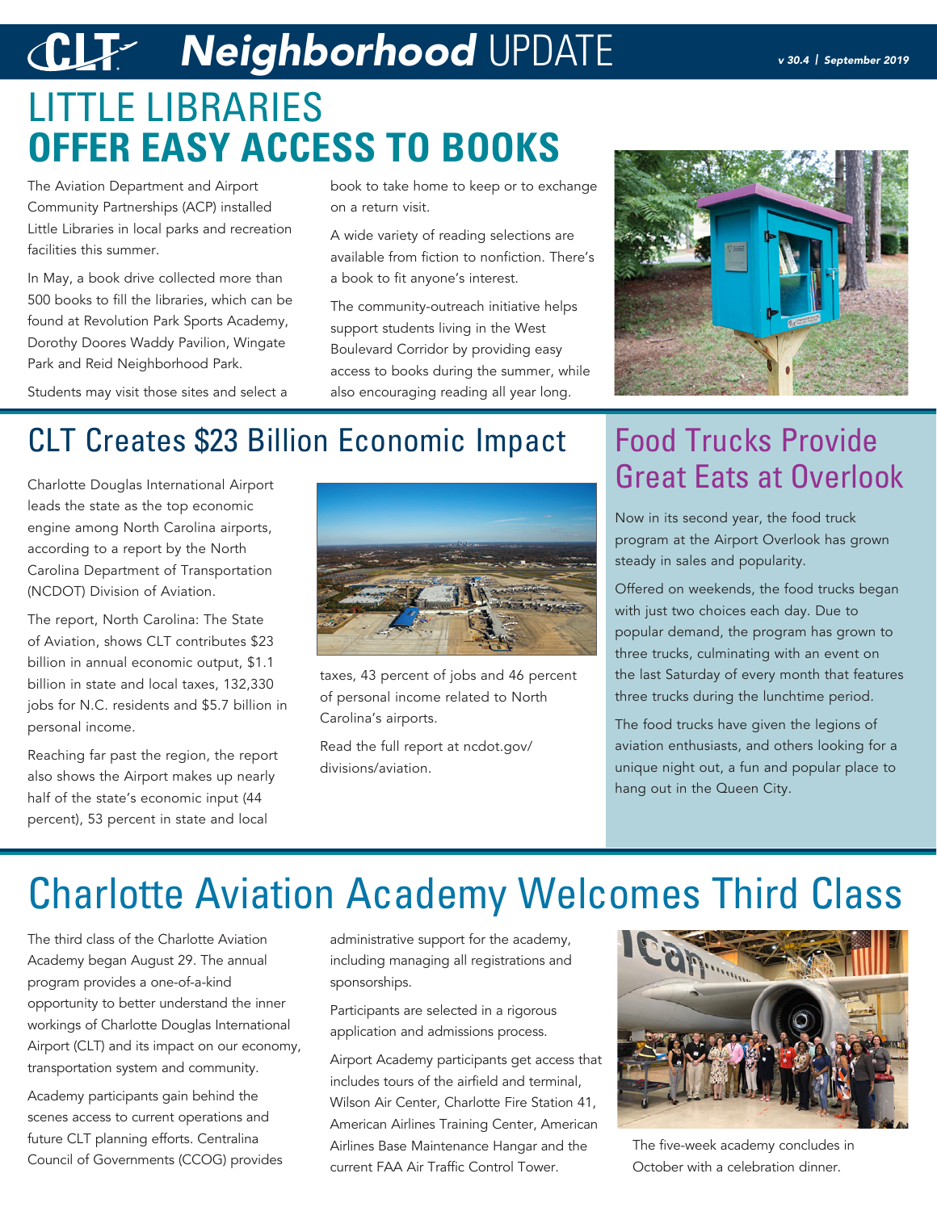# CLT *Neighborhood* UPDATE

*v 30.4 | September 2019*

## LITTLE LIBRARIES **OFFER EASY ACCESS TO BOOKS**

The Aviation Department and Airport Community Partnerships (ACP) installed Little Libraries in local parks and recreation facilities this summer.

In May, a book drive collected more than 500 books to fill the libraries, which can be found at Revolution Park Sports Academy, Dorothy Doores Waddy Pavilion, Wingate Park and Reid Neighborhood Park.

Students may visit those sites and select a book to take home to keep or to exchange on a return visit.

A wide variety of reading selections are available from fiction to nonfiction. There's a book to fit anyone's interest.

The community-outreach initiative helps support students living in the West Boulevard Corridor by providing easy access to books during the summer, while also encouraging reading all year long.

## CLT Creates $23 Billion Economic Impact

Charlotte Douglas International Airport leads the state as the top economic engine among North Carolina airports, according to a report by the North Carolina Department of Transportation (NCDOT) Division of Aviation.

The report, North Carolina: The State of Aviation, shows CLT contributes $23 billion in annual economic output, $1.1 billion in state and local taxes, 132,330 jobs for N.C. residents and $5.7 billion in personal income.

Reaching far past the region, the report also shows the Airport makes up nearly half of the state's economic input (44 percent), 53 percent in state and local taxes, 43 percent of jobs and 46 percent of personal income related to North Carolina's airports.

Read the full report at ncdot.gov/divisions/aviation.

## Food Trucks Provide Great Eats at Overlook

Now in its second year, the food truck program at the Airport Overlook has grown steady in sales and popularity.

Offered on weekends, the food trucks began with just two choices each day. Due to popular demand, the program has grown to three trucks, culminating with an event on the last Saturday of every month that features three trucks during the lunchtime period.

The food trucks have given the legions of aviation enthusiasts, and others looking for a unique night out, a fun and popular place to hang out in the Queen City.

## Charlotte Aviation Academy Welcomes Third Class

The third class of the Charlotte Aviation Academy began August 29. The annual program provides a one-of-a-kind opportunity to better understand the inner workings of Charlotte Douglas International Airport (CLT) and its impact on our economy, transportation system and community.

Academy participants gain behind the scenes access to current operations and future CLT planning efforts. Centralina Council of Governments (CCOG) provides administrative support for the academy, including managing all registrations and sponsorships.

Participants are selected in a rigorous application and admissions process.

Airport Academy participants get access that includes tours of the airfield and terminal, Wilson Air Center, Charlotte Fire Station 41, American Airlines Training Center, American Airlines Base Maintenance Hangar and the current FAA Air Traffic Control Tower.

The five-week academy concludes in October with a celebration dinner.